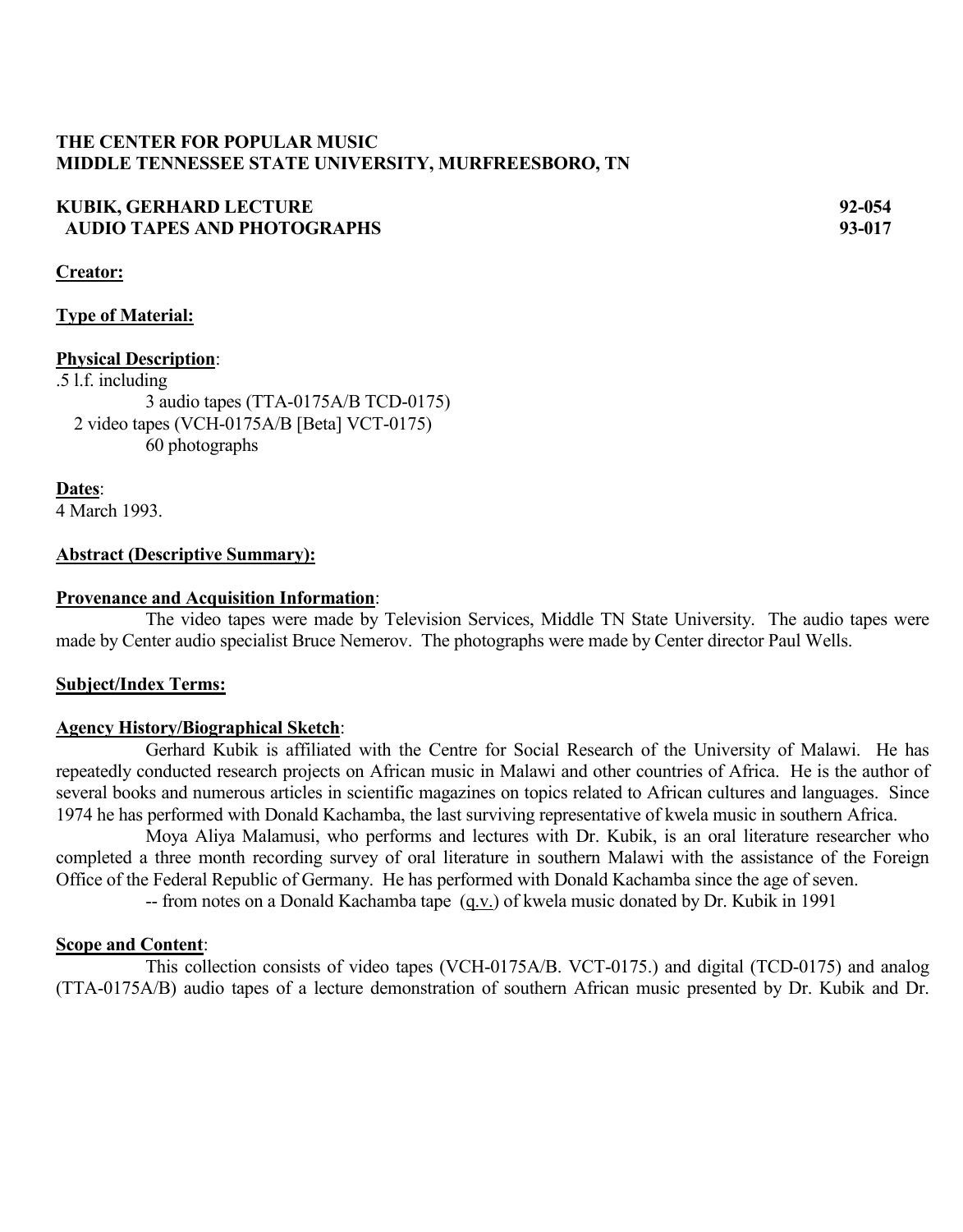**THE CENTER FOR POPULAR MUSIC**
**MIDDLE TENNESSEE STATE UNIVERSITY, MURFREESBORO, TN**

**KUBIK, GERHARD LECTURE** **92-054**
**AUDIO TAPES AND PHOTOGRAPHS** **93-017**

**Creator:**

**Type of Material:**

**Physical Description**:
.5 l.f. including
3 audio tapes (TTA-0175A/B TCD-0175)
2 video tapes (VCH-0175A/B [Beta] VCT-0175)
60 photographs

**Dates**:
4 March 1993.

**Abstract (Descriptive Summary):**

**Provenance and Acquisition Information**:
The video tapes were made by Television Services, Middle TN State University. The audio tapes were made by Center audio specialist Bruce Nemerov. The photographs were made by Center director Paul Wells.

**Subject/Index Terms:**

**Agency History/Biographical Sketch**:
Gerhard Kubik is affiliated with the Centre for Social Research of the University of Malawi. He has repeatedly conducted research projects on African music in Malawi and other countries of Africa. He is the author of several books and numerous articles in scientific magazines on topics related to African cultures and languages. Since 1974 he has performed with Donald Kachamba, the last surviving representative of kwela music in southern Africa.

Moya Aliya Malamusi, who performs and lectures with Dr. Kubik, is an oral literature researcher who completed a three month recording survey of oral literature in southern Malawi with the assistance of the Foreign Office of the Federal Republic of Germany. He has performed with Donald Kachamba since the age of seven.

-- from notes on a Donald Kachamba tape (q.v.) of kwela music donated by Dr. Kubik in 1991

**Scope and Content**:
This collection consists of video tapes (VCH-0175A/B. VCT-0175.) and digital (TCD-0175) and analog (TTA-0175A/B) audio tapes of a lecture demonstration of southern African music presented by Dr. Kubik and Dr.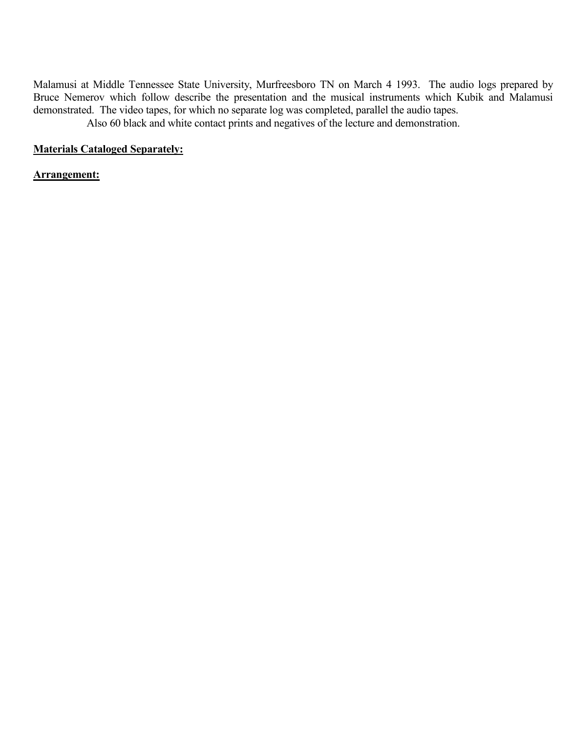Malamusi at Middle Tennessee State University, Murfreesboro TN on March 4 1993. The audio logs prepared by Bruce Nemerov which follow describe the presentation and the musical instruments which Kubik and Malamusi demonstrated. The video tapes, for which no separate log was completed, parallel the audio tapes.

Also 60 black and white contact prints and negatives of the lecture and demonstration.

**Materials Cataloged Separately:**

**Arrangement:**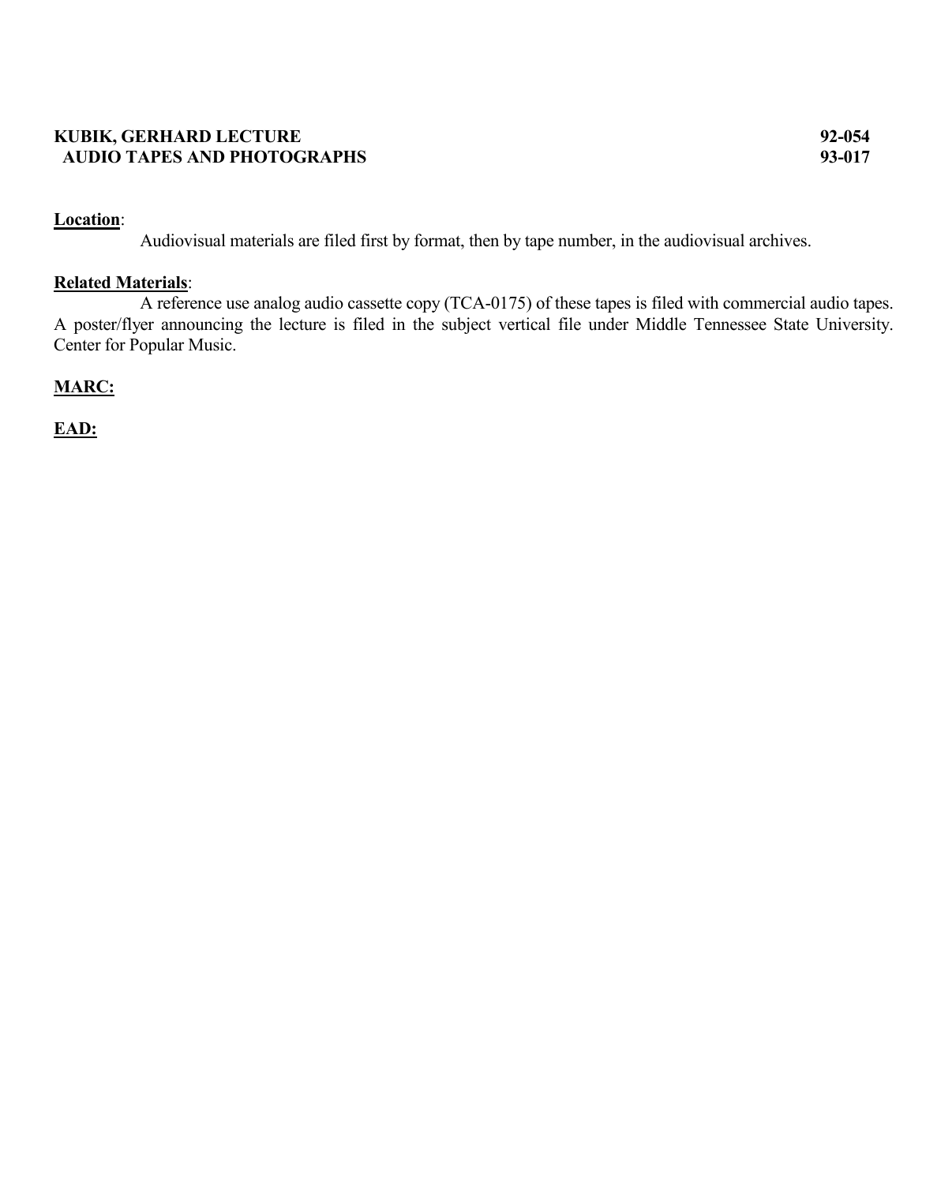**KUBIK, GERHARD LECTURE** **92-054**
**AUDIO TAPES AND PHOTOGRAPHS** **93-017**

**Location**:

Audiovisual materials are filed first by format, then by tape number, in the audiovisual archives.

**Related Materials**:

A reference use analog audio cassette copy (TCA-0175) of these tapes is filed with commercial audio tapes. A poster/flyer announcing the lecture is filed in the subject vertical file under Middle Tennessee State University. Center for Popular Music.

**MARC:**

**EAD:**